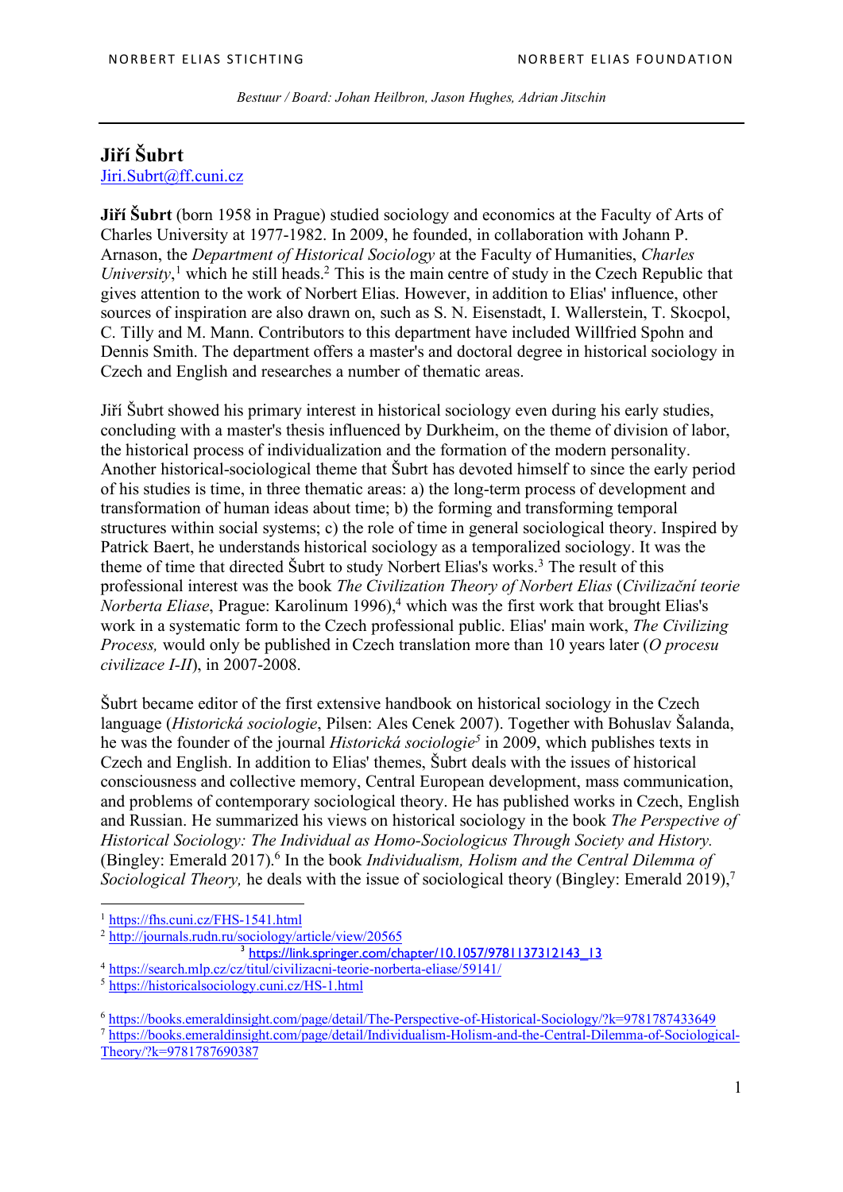# Jiří Šubrt

Jiri.Subrt@ff.cuni.cz

**Jiří Šubrt** (born 1958 in Prague) studied sociology and economics at the Faculty of Arts of Charles University at 1977-1982. In 2009, he founded, in collaboration with Johann P. Arnason, the *Department of Historical Sociology* at the Faculty of Humanities, *Charles University*,[1] which he still heads.[2] This is the main centre of study in the Czech Republic that gives attention to the work of Norbert Elias. However, in addition to Elias' influence, other sources of inspiration are also drawn on, such as S. N. Eisenstadt, I. Wallerstein, T. Skocpol, C. Tilly and M. Mann. Contributors to this department have included Willfried Spohn and Dennis Smith. The department offers a master's and doctoral degree in historical sociology in Czech and English and researches a number of thematic areas.

Jiří Šubrt showed his primary interest in historical sociology even during his early studies, concluding with a master's thesis influenced by Durkheim, on the theme of division of labor, the historical process of individualization and the formation of the modern personality. Another historical-sociological theme that Šubrt has devoted himself to since the early period of his studies is time, in three thematic areas: a) the long-term process of development and transformation of human ideas about time; b) the forming and transforming temporal structures within social systems; c) the role of time in general sociological theory. Inspired by Patrick Baert, he understands historical sociology as a temporalized sociology. It was the theme of time that directed Šubrt to study Norbert Elias's works.[3] The result of this professional interest was the book *The Civilization Theory of Norbert Elias* (*Civilizační teorie Norberta Eliase*, Prague: Karolinum 1996),[4] which was the first work that brought Elias's work in a systematic form to the Czech professional public. Elias' main work, *The Civilizing Process,* would only be published in Czech translation more than 10 years later (*O procesu civilizace I-II*), in 2007-2008.

Šubrt became editor of the first extensive handbook on historical sociology in the Czech language (*Historická sociologie*, Pilsen: Ales Cenek 2007). Together with Bohuslav Šalanda, he was the founder of the journal *Historická sociologie*[5] in 2009, which publishes texts in Czech and English. In addition to Elias' themes, Šubrt deals with the issues of historical consciousness and collective memory, Central European development, mass communication, and problems of contemporary sociological theory. He has published works in Czech, English and Russian. He summarized his views on historical sociology in the book *The Perspective of Historical Sociology: The Individual as Homo-Sociologicus Through Society and History.* (Bingley: Emerald 2017).[6] In the book *Individualism, Holism and the Central Dilemma of Sociological Theory,* he deals with the issue of sociological theory (Bingley: Emerald 2019),[7]

---

[1] https://fhs.cuni.cz/FHS-1541.html

[2] http://journals.rudn.ru/sociology/article/view/20565

[3] https://link.springer.com/chapter/10.1057/9781137312143_13

[4] https://search.mlp.cz/cz/titul/civilizacni-teorie-norberta-eliase/59141/

[5] https://historicalsociology.cuni.cz/HS-1.html

[6] https://books.emeraldinsight.com/page/detail/The-Perspective-of-Historical-Sociology/?k=9781787433649

[7] https://books.emeraldinsight.com/page/detail/Individualism-Holism-and-the-Central-Dilemma-of-Sociological-Theory/?k=9781787690387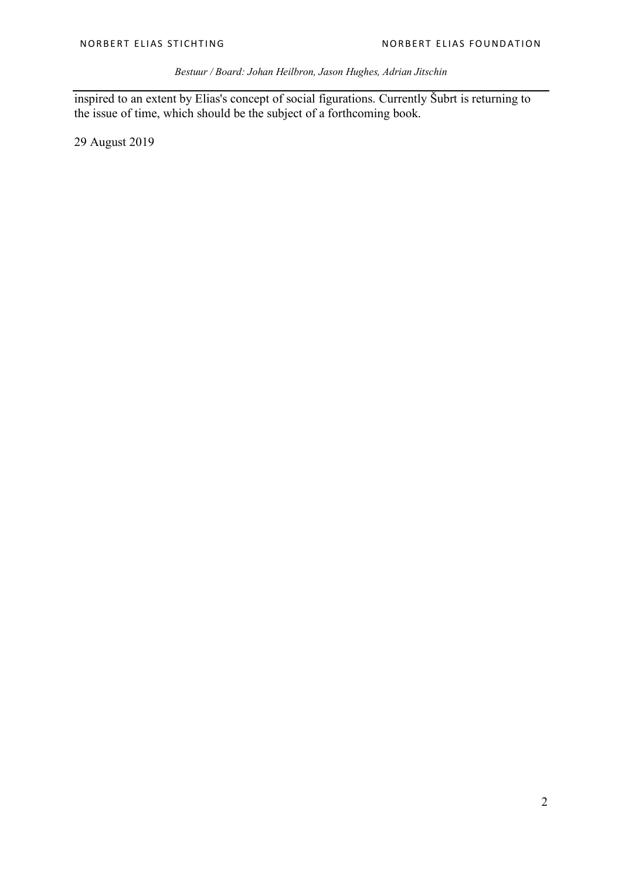inspired to an extent by Elias's concept of social figurations. Currently Šubrt is returning to the issue of time, which should be the subject of a forthcoming book.

29 August 2019